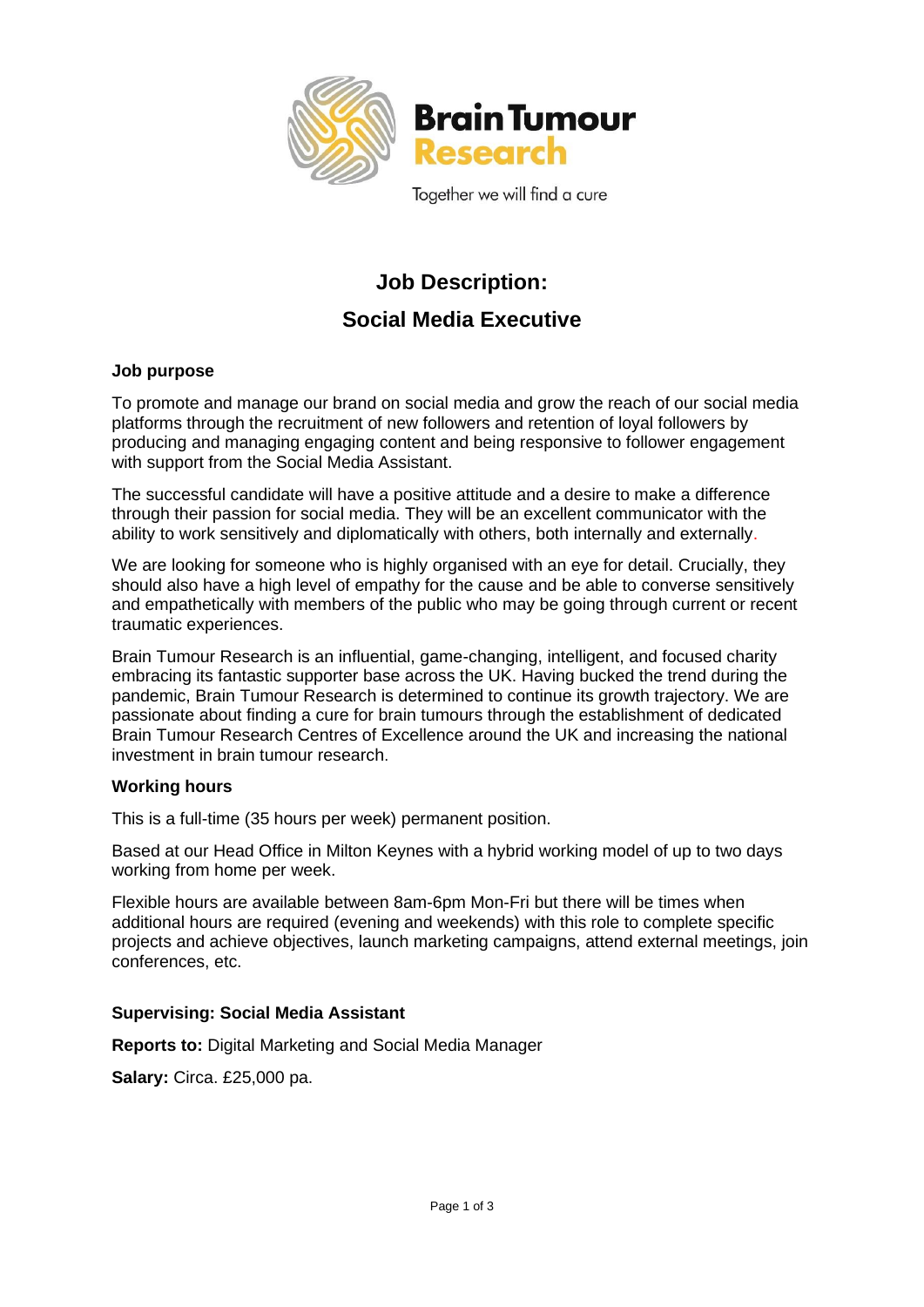Brain Tumour Research

Together we will find a cure

# Job Description:

# Social Media Executive

**Job purpose**

To promote and manage our brand on social media and grow the reach of our social media platforms through the recruitment of new followers and retention of loyal followers by producing and managing engaging content and being responsive to follower engagement with support from the Social Media Assistant.

The successful candidate will have a positive attitude and a desire to make a difference through their passion for social media. They will be an excellent communicator with the ability to work sensitively and diplomatically with others, both internally and externally.

We are looking for someone who is highly organised with an eye for detail. Crucially, they should also have a high level of empathy for the cause and be able to converse sensitively and empathetically with members of the public who may be going through current or recent traumatic experiences.

Brain Tumour Research is an influential, game-changing, intelligent, and focused charity embracing its fantastic supporter base across the UK. Having bucked the trend during the pandemic, Brain Tumour Research is determined to continue its growth trajectory. We are passionate about finding a cure for brain tumours through the establishment of dedicated Brain Tumour Research Centres of Excellence around the UK and increasing the national investment in brain tumour research.

**Working hours**

This is a full-time (35 hours per week) permanent position.

Based at our Head Office in Milton Keynes with a hybrid working model of up to two days working from home per week.

Flexible hours are available between 8am-6pm Mon-Fri but there will be times when additional hours are required (evening and weekends) with this role to complete specific projects and achieve objectives, launch marketing campaigns, attend external meetings, join conferences, etc.

**Supervising: Social Media Assistant**

**Reports to:** Digital Marketing and Social Media Manager

**Salary:** Circa. £25,000 pa.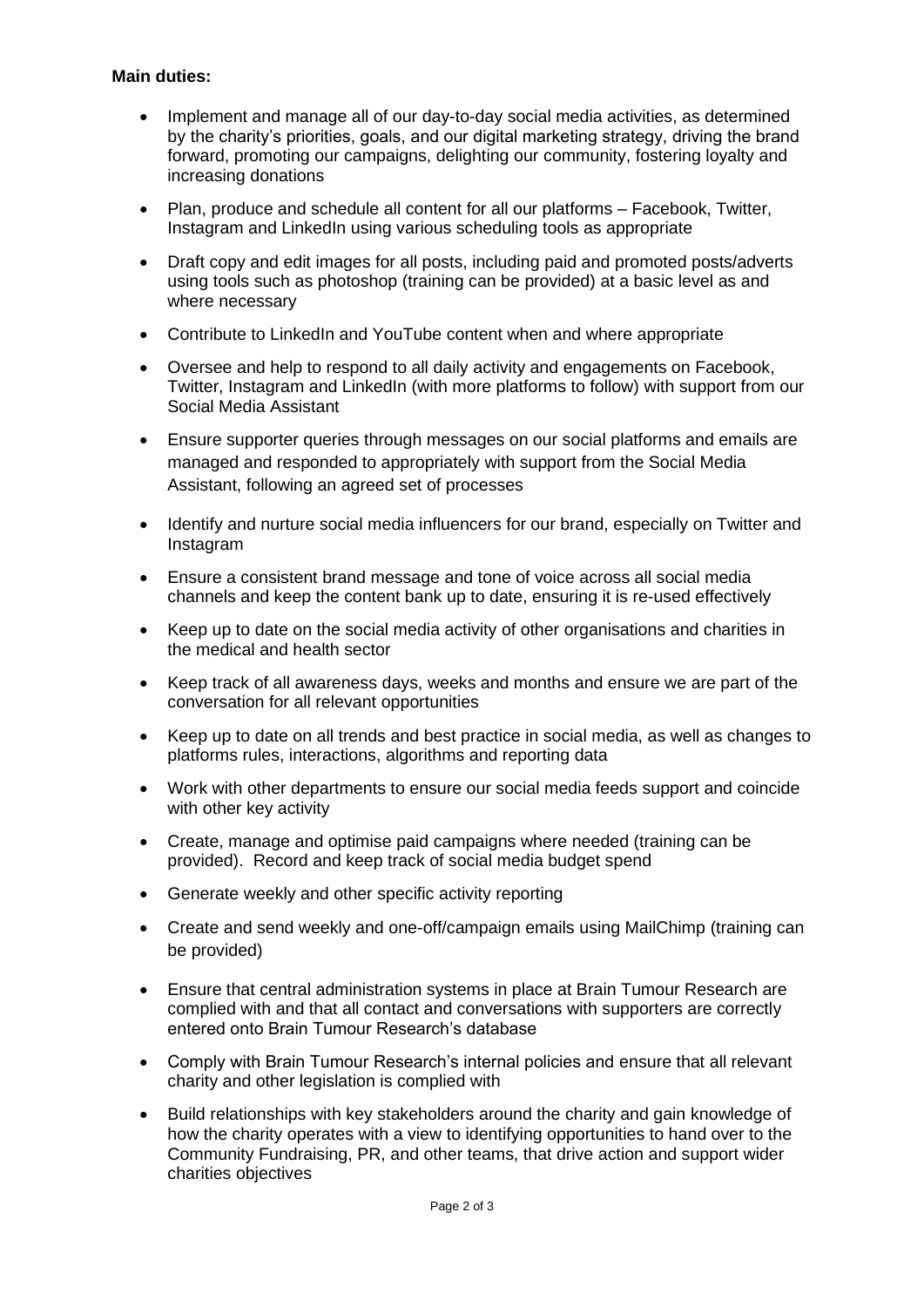**Main duties:**

- Implement and manage all of our day-to-day social media activities, as determined by the charity's priorities, goals, and our digital marketing strategy, driving the brand forward, promoting our campaigns, delighting our community, fostering loyalty and increasing donations
- Plan, produce and schedule all content for all our platforms – Facebook, Twitter, Instagram and LinkedIn using various scheduling tools as appropriate
- Draft copy and edit images for all posts, including paid and promoted posts/adverts using tools such as photoshop (training can be provided) at a basic level as and where necessary
- Contribute to LinkedIn and YouTube content when and where appropriate
- Oversee and help to respond to all daily activity and engagements on Facebook, Twitter, Instagram and LinkedIn (with more platforms to follow) with support from our Social Media Assistant
- Ensure supporter queries through messages on our social platforms and emails are managed and responded to appropriately with support from the Social Media Assistant, following an agreed set of processes
- Identify and nurture social media influencers for our brand, especially on Twitter and Instagram
- Ensure a consistent brand message and tone of voice across all social media channels and keep the content bank up to date, ensuring it is re-used effectively
- Keep up to date on the social media activity of other organisations and charities in the medical and health sector
- Keep track of all awareness days, weeks and months and ensure we are part of the conversation for all relevant opportunities
- Keep up to date on all trends and best practice in social media, as well as changes to platforms rules, interactions, algorithms and reporting data
- Work with other departments to ensure our social media feeds support and coincide with other key activity
- Create, manage and optimise paid campaigns where needed (training can be provided). Record and keep track of social media budget spend
- Generate weekly and other specific activity reporting
- Create and send weekly and one-off/campaign emails using MailChimp (training can be provided)
- Ensure that central administration systems in place at Brain Tumour Research are complied with and that all contact and conversations with supporters are correctly entered onto Brain Tumour Research's database
- Comply with Brain Tumour Research's internal policies and ensure that all relevant charity and other legislation is complied with
- Build relationships with key stakeholders around the charity and gain knowledge of how the charity operates with a view to identifying opportunities to hand over to the Community Fundraising, PR, and other teams, that drive action and support wider charities objectives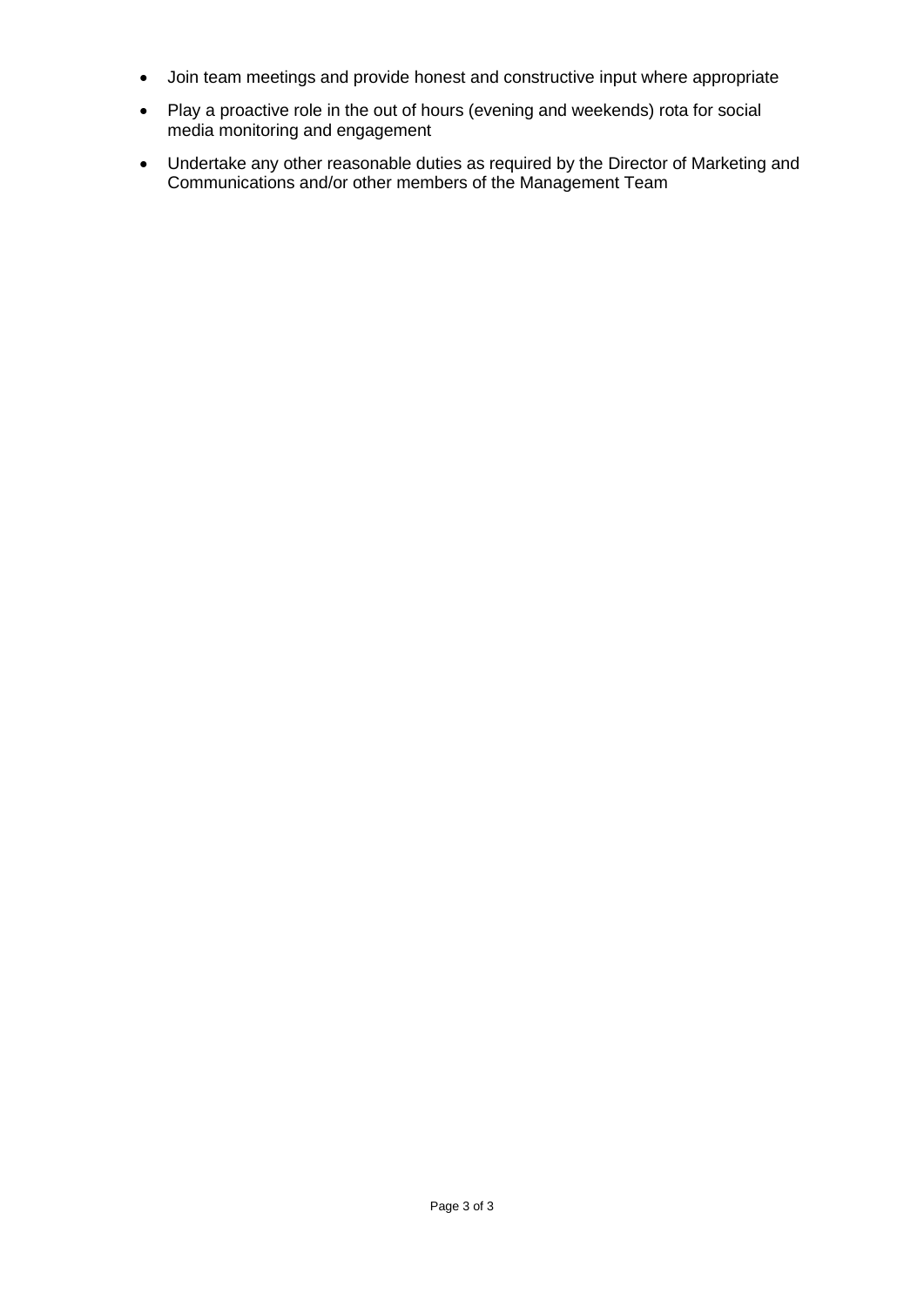- Join team meetings and provide honest and constructive input where appropriate
- Play a proactive role in the out of hours (evening and weekends) rota for social media monitoring and engagement
- Undertake any other reasonable duties as required by the Director of Marketing and Communications and/or other members of the Management Team